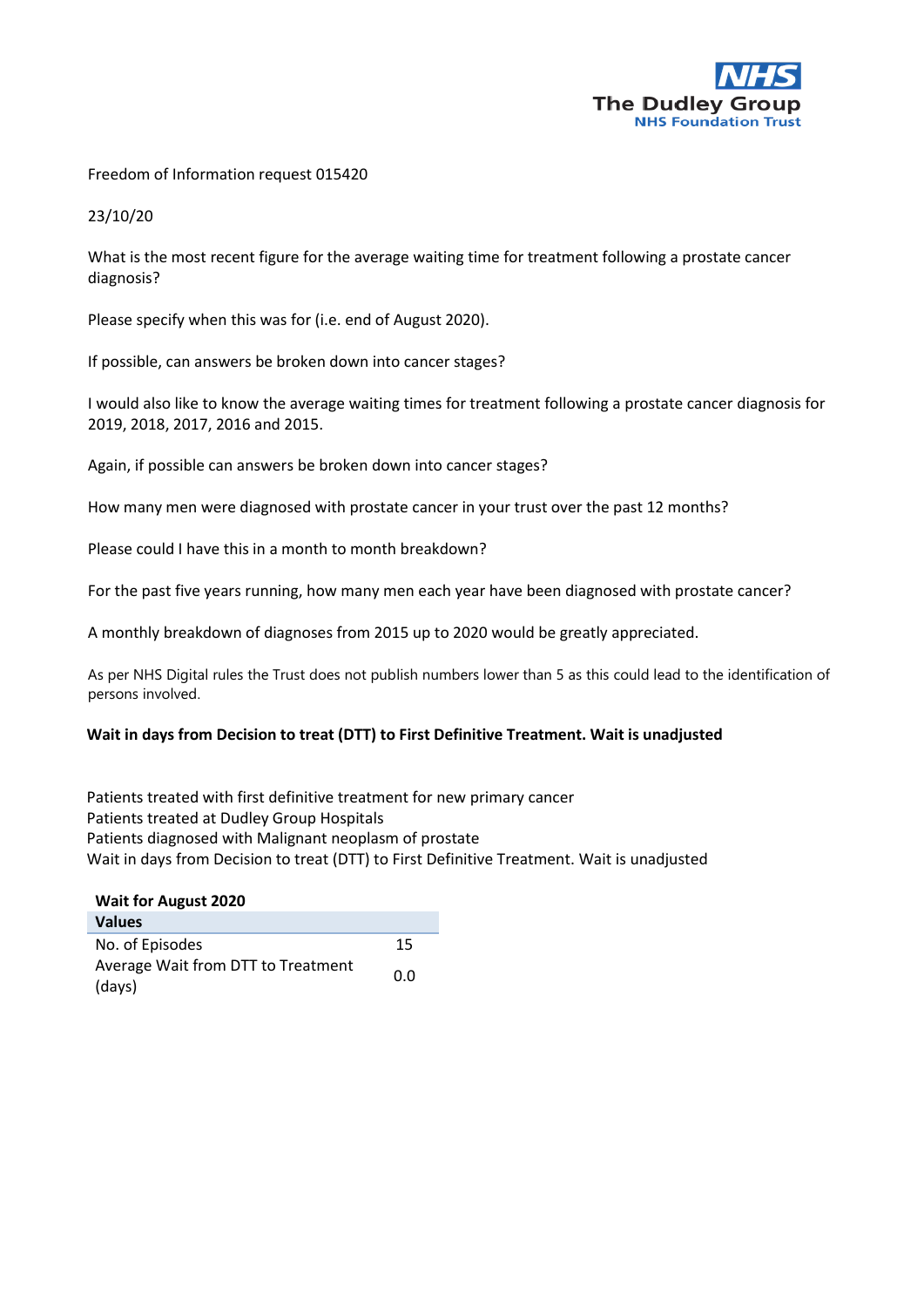The Dudley Group
NHS Foundation Trust

Freedom of Information request 015420

23/10/20

What is the most recent figure for the average waiting time for treatment following a prostate cancer diagnosis?

Please specify when this was for (i.e. end of August 2020).

If possible, can answers be broken down into cancer stages?

I would also like to know the average waiting times for treatment following a prostate cancer diagnosis for 2019, 2018, 2017, 2016 and 2015.

Again, if possible can answers be broken down into cancer stages?

How many men were diagnosed with prostate cancer in your trust over the past 12 months?

Please could I have this in a month to month breakdown?

For the past five years running, how many men each year have been diagnosed with prostate cancer?

A monthly breakdown of diagnoses from 2015 up to 2020 would be greatly appreciated.

As per NHS Digital rules the Trust does not publish numbers lower than 5 as this could lead to the identification of persons involved.

**Wait in days from Decision to treat (DTT) to First Definitive Treatment. Wait is unadjusted**

Patients treated with first definitive treatment for new primary cancer
Patients treated at Dudley Group Hospitals
Patients diagnosed with Malignant neoplasm of prostate
Wait in days from Decision to treat (DTT) to First Definitive Treatment. Wait is unadjusted

**Wait for August 2020**

| Values | |
|---|---|
| No. of Episodes | 15 |
| Average Wait from DTT to Treatment (days) | 0.0 |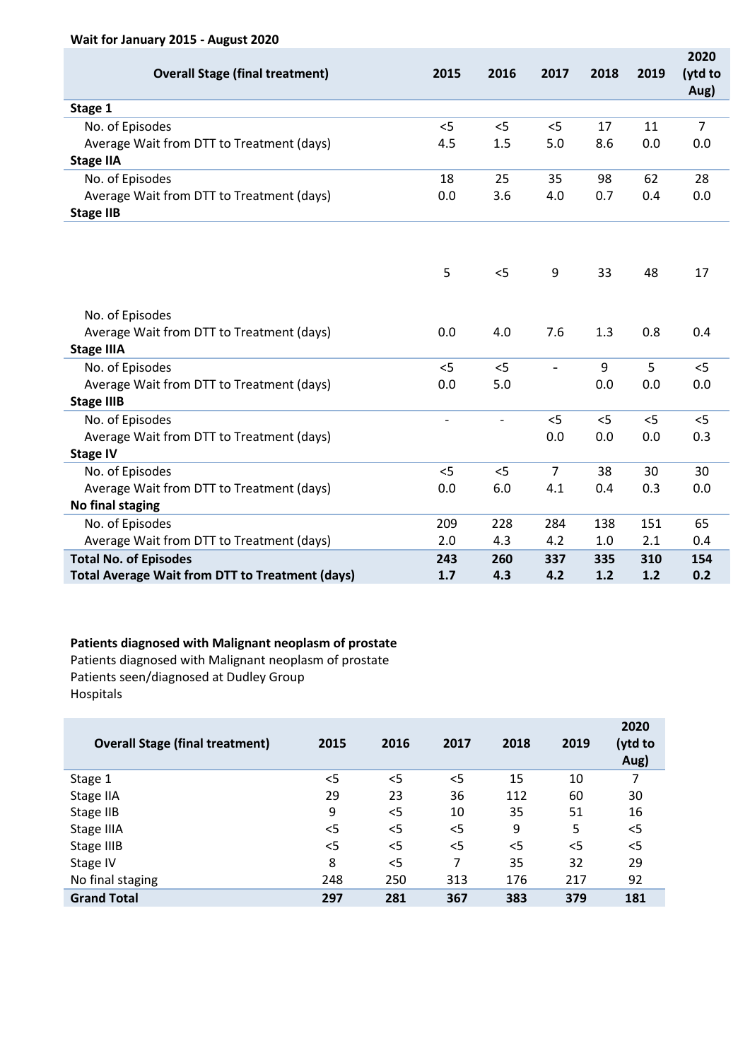**Wait for January 2015 - August 2020**

| Overall Stage (final treatment) | 2015 | 2016 | 2017 | 2018 | 2019 | 2020 (ytd to Aug) |
|---|---|---|---|---|---|---|
| **Stage 1** | | | | | | |
| No. of Episodes | <5 | <5 | <5 | 17 | 11 | 7 |
| Average Wait from DTT to Treatment (days) | 4.5 | 1.5 | 5.0 | 8.6 | 0.0 | 0.0 |
| **Stage IIA** | | | | | | |
| No. of Episodes | 18 | 25 | 35 | 98 | 62 | 28 |
| Average Wait from DTT to Treatment (days) | 0.0 | 3.6 | 4.0 | 0.7 | 0.4 | 0.0 |
| **Stage IIB** | | | | | | |
| No. of Episodes | 5 | <5 | 9 | 33 | 48 | 17 |
| Average Wait from DTT to Treatment (days) | 0.0 | 4.0 | 7.6 | 1.3 | 0.8 | 0.4 |
| **Stage IIIA** | | | | | | |
| No. of Episodes | <5 | <5 | - | 9 | 5 | <5 |
| Average Wait from DTT to Treatment (days) | 0.0 | 5.0 | | 0.0 | 0.0 | 0.0 |
| **Stage IIIB** | | | | | | |
| No. of Episodes | - | - | <5 | <5 | <5 | <5 |
| Average Wait from DTT to Treatment (days) | | | 0.0 | 0.0 | 0.0 | 0.3 |
| **Stage IV** | | | | | | |
| No. of Episodes | <5 | <5 | 7 | 38 | 30 | 30 |
| Average Wait from DTT to Treatment (days) | 0.0 | 6.0 | 4.1 | 0.4 | 0.3 | 0.0 |
| **No final staging** | | | | | | |
| No. of Episodes | 209 | 228 | 284 | 138 | 151 | 65 |
| Average Wait from DTT to Treatment (days) | 2.0 | 4.3 | 4.2 | 1.0 | 2.1 | 0.4 |
| **Total No. of Episodes** | **243** | **260** | **337** | **335** | **310** | **154** |
| **Total Average Wait from DTT to Treatment (days)** | **1.7** | **4.3** | **4.2** | **1.2** | **1.2** | **0.2** |

**Patients diagnosed with Malignant neoplasm of prostate**

Patients diagnosed with Malignant neoplasm of prostate
Patients seen/diagnosed at Dudley Group Hospitals

| Overall Stage (final treatment) | 2015 | 2016 | 2017 | 2018 | 2019 | 2020 (ytd to Aug) |
|---|---|---|---|---|---|---|
| Stage 1 | <5 | <5 | <5 | 15 | 10 | 7 |
| Stage IIA | 29 | 23 | 36 | 112 | 60 | 30 |
| Stage IIB | 9 | <5 | 10 | 35 | 51 | 16 |
| Stage IIIA | <5 | <5 | <5 | 9 | 5 | <5 |
| Stage IIIB | <5 | <5 | <5 | <5 | <5 | <5 |
| Stage IV | 8 | <5 | 7 | 35 | 32 | 29 |
| No final staging | 248 | 250 | 313 | 176 | 217 | 92 |
| **Grand Total** | **297** | **281** | **367** | **383** | **379** | **181** |